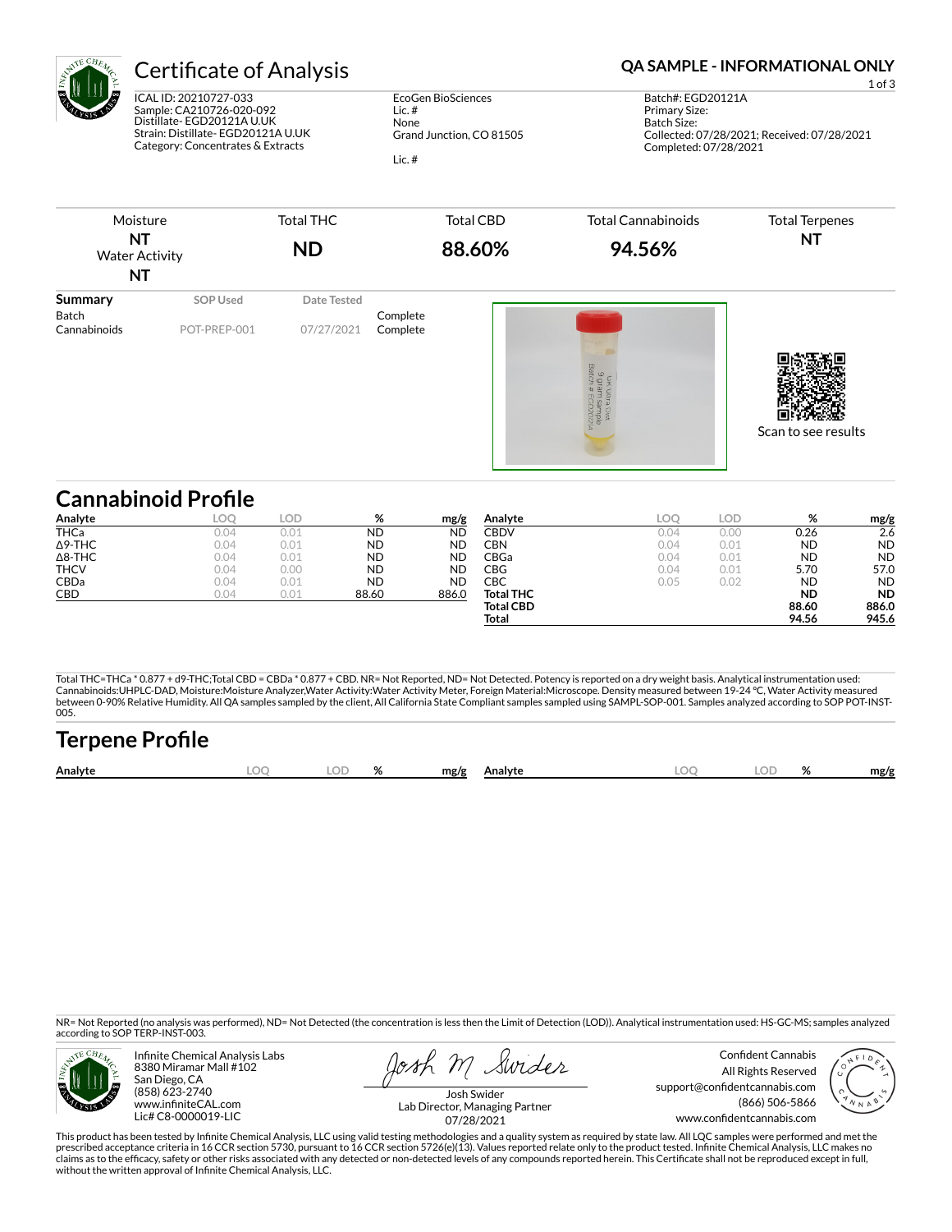# Certificate of Analysis

**QA SAMPLE - INFORMATIONAL ONLY**

ICAL ID: 20210727-033
Sample: CA210726-020-092
Distillate- EGD20121A U.UK
Strain: Distillate- EGD20121A U.UK
Category: Concentrates & Extracts

EcoGen BioSciences
Lic. #
None
Grand Junction, CO 81505

Lic. #

Batch#: EGD20121A
Primary Size:
Batch Size:
Collected: 07/28/2021; Received: 07/28/2021
Completed: 07/28/2021

| Moisture | Total THC | Total CBD | Total Cannabinoids | Total Terpenes |
|---|---|---|---|---|
| NT | ND | 88.60% | 94.56% | NT |
| Water Activity | | | | |
| NT | | | | |

| Summary | SOP Used | Date Tested | |
|---|---|---|---|
| Batch | | | Complete |
| Cannabinoids | POT-PREP-001 | 07/27/2021 | Complete |

Scan to see results

## Cannabinoid Profile

| Analyte | LOQ | LOD | % | mg/g |
|---|---|---|---|---|
| THCa | 0.04 | 0.01 | ND | ND |
| Δ9-THC | 0.04 | 0.01 | ND | ND |
| Δ8-THC | 0.04 | 0.01 | ND | ND |
| THCV | 0.04 | 0.00 | ND | ND |
| CBDa | 0.04 | 0.01 | ND | ND |
| CBD | 0.04 | 0.01 | 88.60 | 886.0 |
| CBDV | 0.04 | 0.00 | 0.26 | 2.6 |
| CBN | 0.04 | 0.01 | ND | ND |
| CBGa | 0.04 | 0.01 | ND | ND |
| CBG | 0.04 | 0.01 | 5.70 | 57.0 |
| CBC | 0.05 | 0.02 | ND | ND |
| **Total THC** | | | **ND** | **ND** |
| **Total CBD** | | | **88.60** | **886.0** |
| **Total** | | | **94.56** | **945.6** |

Total THC=THCa * 0.877 + d9-THC;Total CBD = CBDa * 0.877 + CBD. NR= Not Reported, ND= Not Detected. Potency is reported on a dry weight basis. Analytical instrumentation used: Cannabinoids:UHPLC-DAD, Moisture:Moisture Analyzer,Water Activity:Water Activity Meter, Foreign Material:Microscope. Density measured between 19-24 °C, Water Activity measured between 0-90% Relative Humidity. All QA samples sampled by the client, All California State Compliant samples sampled using SAMPL-SOP-001. Samples analyzed according to SOP POT-INST-005.

## Terpene Profile

| Analyte | LOQ | LOD | % | mg/g | Analyte | LOQ | LOD | % | mg/g |
|---|---|---|---|---|---|---|---|---|---|

NR= Not Reported (no analysis was performed), ND= Not Detected (the concentration is less then the Limit of Detection (LOD)). Analytical instrumentation used: HS-GC-MS; samples analyzed according to SOP TERP-INST-003.

Infinite Chemical Analysis Labs
8380 Miramar Mall #102
San Diego, CA
(858) 623-2740
www.infiniteCAL.com
Lic# C8-0000019-LIC

Josh Swider
Lab Director, Managing Partner
07/28/2021

Confident Cannabis
All Rights Reserved
support@confidentcannabis.com
(866) 506-5866
www.confidentcannabis.com

This product has been tested by Infinite Chemical Analysis, LLC using valid testing methodologies and a quality system as required by state law. All LQC samples were performed and met the prescribed acceptance criteria in 16 CCR section 5730, pursuant to 16 CCR section 5726(e)(13). Values reported relate only to the product tested. Infinite Chemical Analysis, LLC makes no claims as to the efficacy, safety or other risks associated with any detected or non-detected levels of any compounds reported herein. This Certificate shall not be reproduced except in full, without the written approval of Infinite Chemical Analysis, LLC.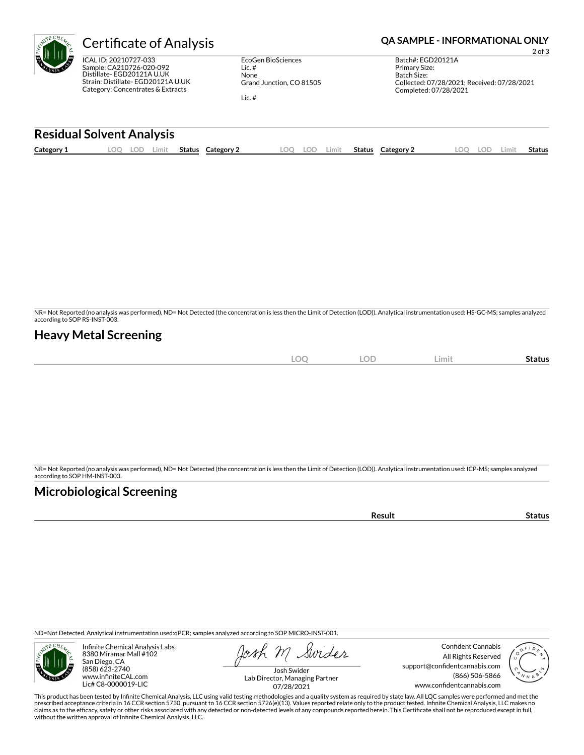# Certificate of Analysis

**QA SAMPLE - INFORMATIONAL ONLY**

ICAL ID: 20210727-033
Sample: CA210726-020-092
Distillate- EGD20121A U.UK
Strain: Distillate- EGD20121A U.UK
Category: Concentrates & Extracts

EcoGen BioSciences
Lic. #
None
Grand Junction, CO 81505

Lic. #

Batch#: EGD20121A
Primary Size:
Batch Size:
Collected: 07/28/2021; Received: 07/28/2021
Completed: 07/28/2021

## Residual Solvent Analysis

| Category 1 | LOQ | LOD | Limit | Status | Category 2 | LOQ | LOD | Limit | Status | Category 2 | LOQ | LOD | Limit | Status |
|---|---|---|---|---|---|---|---|---|---|---|---|---|---|---|

NR= Not Reported (no analysis was performed), ND= Not Detected (the concentration is less then the Limit of Detection (LOD)). Analytical instrumentation used: HS-GC-MS; samples analyzed according to SOP RS-INST-003.

## Heavy Metal Screening

| | LOQ | LOD | Limit | Status |
|---|---|---|---|---|

NR= Not Reported (no analysis was performed), ND= Not Detected (the concentration is less then the Limit of Detection (LOD)). Analytical instrumentation used: ICP-MS; samples analyzed according to SOP HM-INST-003.

## Microbiological Screening

| | Result | Status |
|---|---|---|

ND=Not Detected. Analytical instrumentation used:qPCR; samples analyzed according to SOP MICRO-INST-001.

Infinite Chemical Analysis Labs
8380 Miramar Mall #102
San Diego, CA
(858) 623-2740
www.infiniteCAL.com
Lic# C8-0000019-LIC

Josh Swider
Lab Director, Managing Partner
07/28/2021

Confident Cannabis
All Rights Reserved
support@confidentcannabis.com
(866) 506-5866
www.confidentcannabis.com

This product has been tested by Infinite Chemical Analysis, LLC using valid testing methodologies and a quality system as required by state law. All LQC samples were performed and met the prescribed acceptance criteria in 16 CCR section 5730, pursuant to 16 CCR section 5726(e)(13). Values reported relate only to the product tested. Infinite Chemical Analysis, LLC makes no claims as to the efficacy, safety or other risks associated with any detected or non-detected levels of any compounds reported herein. This Certificate shall not be reproduced except in full, without the written approval of Infinite Chemical Analysis, LLC.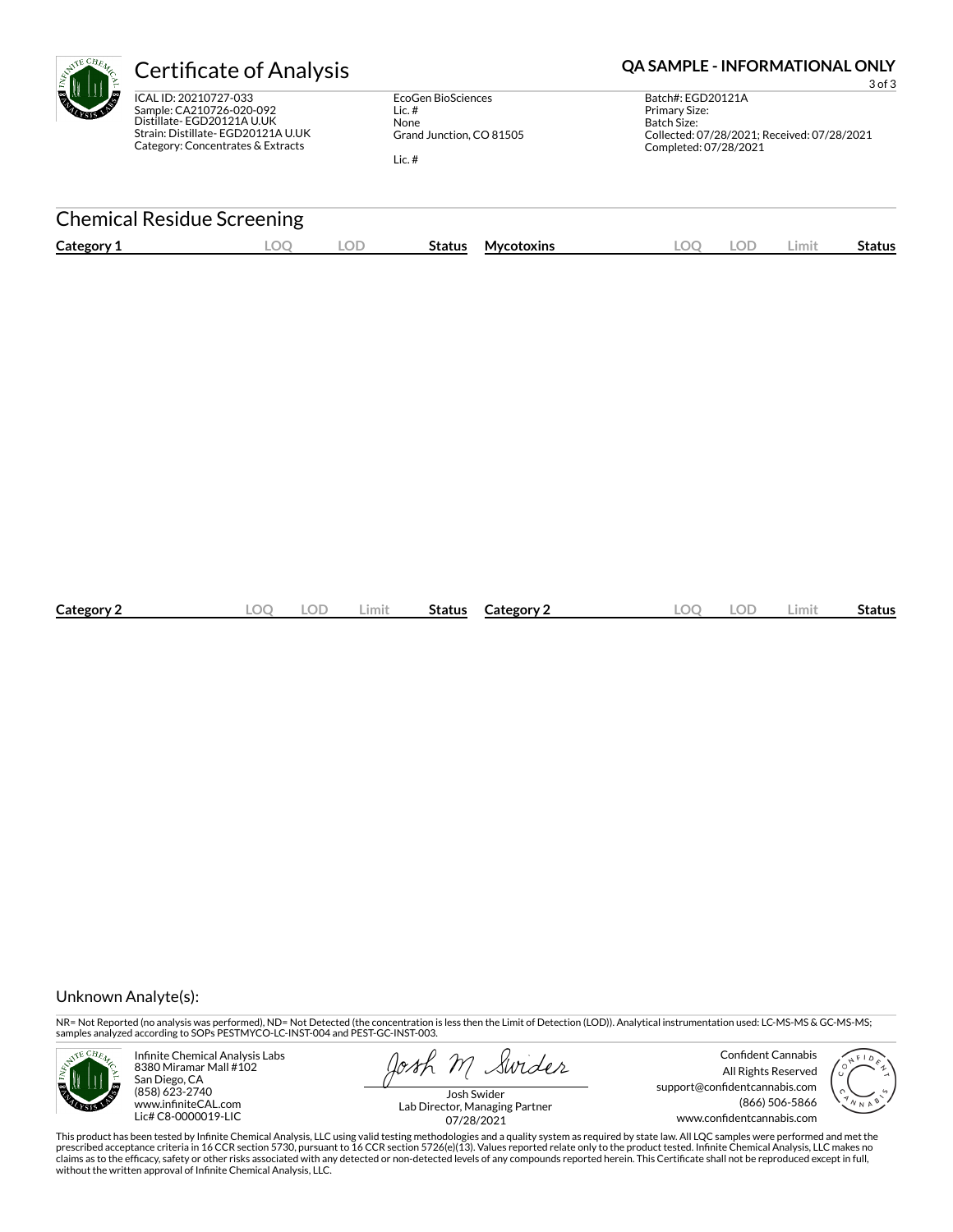# Certificate of Analysis

**QA SAMPLE - INFORMATIONAL ONLY**

ICAL ID: 20210727-033
Sample: CA210726-020-092
Distillate- EGD20121A U.UK
Strain: Distillate- EGD20121A U.UK
Category: Concentrates & Extracts

EcoGen BioSciences
Lic. #
None
Grand Junction, CO 81505

Lic. #

Batch#: EGD20121A
Primary Size:
Batch Size:
Collected: 07/28/2021; Received: 07/28/2021
Completed: 07/28/2021

## Chemical Residue Screening

| Category 1 | LOQ | LOD | Status |
|---|---|---|---|

| Mycotoxins | LOQ | LOD | Limit | Status |
|---|---|---|---|---|

| Category 2 | LOQ | LOD | Limit | Status |
|---|---|---|---|---|

| Category 2 | LOQ | LOD | Limit | Status |
|---|---|---|---|---|

Unknown Analyte(s):

NR= Not Reported (no analysis was performed), ND= Not Detected (the concentration is less then the Limit of Detection (LOD)). Analytical instrumentation used: LC-MS-MS & GC-MS-MS; samples analyzed according to SOPs PESTMYCO-LC-INST-004 and PEST-GC-INST-003.

Infinite Chemical Analysis Labs
8380 Miramar Mall #102
San Diego, CA
(858) 623-2740
www.infiniteCAL.com
Lic# C8-0000019-LIC

Josh M Swider
Josh Swider
Lab Director, Managing Partner
07/28/2021

Confident Cannabis
All Rights Reserved
support@confidentcannabis.com
(866) 506-5866
www.confidentcannabis.com

This product has been tested by Infinite Chemical Analysis, LLC using valid testing methodologies and a quality system as required by state law. All LQC samples were performed and met the prescribed acceptance criteria in 16 CCR section 5730, pursuant to 16 CCR section 5726(e)(13). Values reported relate only to the product tested. Infinite Chemical Analysis, LLC makes no claims as to the efficacy, safety or other risks associated with any detected or non-detected levels of any compounds reported herein. This Certificate shall not be reproduced except in full, without the written approval of Infinite Chemical Analysis, LLC.